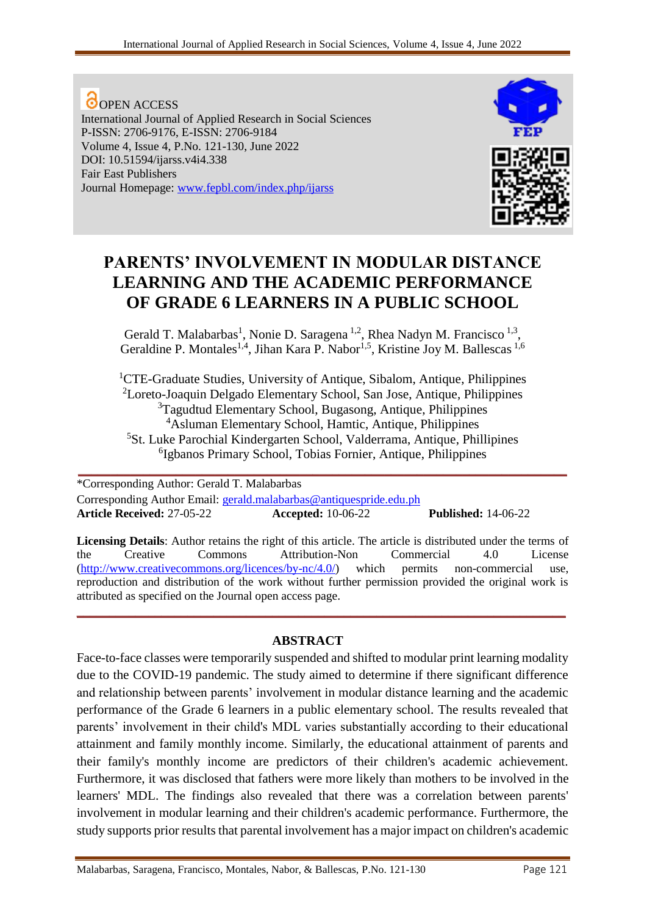OPEN ACCESS
International Journal of Applied Research in Social Sciences
P-ISSN: 2706-9176, E-ISSN: 2706-9184
Volume 4, Issue 4, P.No. 121-130, June 2022
DOI: 10.51594/ijarss.v4i4.338
Fair East Publishers
Journal Homepage: www.fepbl.com/index.php/ijarss

# PARENTS' INVOLVEMENT IN MODULAR DISTANCE LEARNING AND THE ACADEMIC PERFORMANCE OF GRADE 6 LEARNERS IN A PUBLIC SCHOOL

Gerald T. Malabarbas[1], Nonie D. Saragena [1,2], Rhea Nadyn M. Francisco [1,3], Geraldine P. Montales[1,4], Jihan Kara P. Nabor[1,5], Kristine Joy M. Ballescas [1,6]

[1]CTE-Graduate Studies, University of Antique, Sibalom, Antique, Philippines
[2]Loreto-Joaquin Delgado Elementary School, San Jose, Antique, Philippines
[3]Tagudtud Elementary School, Bugasong, Antique, Philippines
[4]Asluman Elementary School, Hamtic, Antique, Philippines
[5]St. Luke Parochial Kindergarten School, Valderrama, Antique, Phillipines
[6]Igbanos Primary School, Tobias Fornier, Antique, Philippines

*Corresponding Author: Gerald T. Malabarbas
Corresponding Author Email: gerald.malabarbas@antiquespride.edu.ph
**Article Received:** 27-05-22 **Accepted:** 10-06-22 **Published:** 14-06-22

**Licensing Details**: Author retains the right of this article. The article is distributed under the terms of the Creative Commons Attribution-Non Commercial 4.0 License (http://www.creativecommons.org/licences/by-nc/4.0/) which permits non-commercial use, reproduction and distribution of the work without further permission provided the original work is attributed as specified on the Journal open access page.

## ABSTRACT

Face-to-face classes were temporarily suspended and shifted to modular print learning modality due to the COVID-19 pandemic. The study aimed to determine if there significant difference and relationship between parents' involvement in modular distance learning and the academic performance of the Grade 6 learners in a public elementary school. The results revealed that parents' involvement in their child's MDL varies substantially according to their educational attainment and family monthly income. Similarly, the educational attainment of parents and their family's monthly income are predictors of their children's academic achievement. Furthermore, it was disclosed that fathers were more likely than mothers to be involved in the learners' MDL. The findings also revealed that there was a correlation between parents' involvement in modular learning and their children's academic performance. Furthermore, the study supports prior results that parental involvement has a major impact on children's academic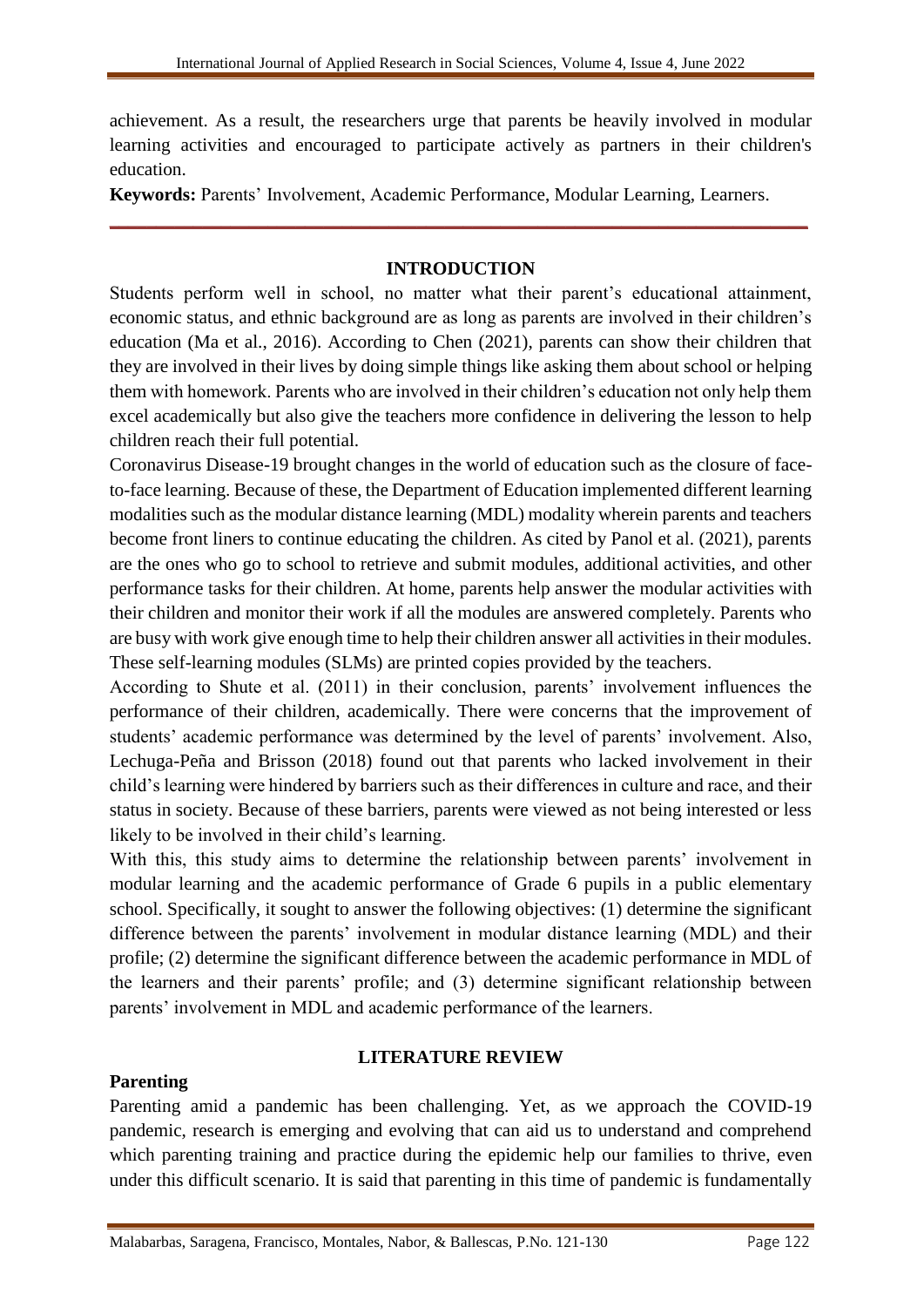achievement. As a result, the researchers urge that parents be heavily involved in modular learning activities and encouraged to participate actively as partners in their children's education.

**Keywords:** Parents' Involvement, Academic Performance, Modular Learning, Learners.

## INTRODUCTION

Students perform well in school, no matter what their parent's educational attainment, economic status, and ethnic background are as long as parents are involved in their children's education (Ma et al., 2016). According to Chen (2021), parents can show their children that they are involved in their lives by doing simple things like asking them about school or helping them with homework. Parents who are involved in their children's education not only help them excel academically but also give the teachers more confidence in delivering the lesson to help children reach their full potential.

Coronavirus Disease-19 brought changes in the world of education such as the closure of face-to-face learning. Because of these, the Department of Education implemented different learning modalities such as the modular distance learning (MDL) modality wherein parents and teachers become front liners to continue educating the children. As cited by Panol et al. (2021), parents are the ones who go to school to retrieve and submit modules, additional activities, and other performance tasks for their children. At home, parents help answer the modular activities with their children and monitor their work if all the modules are answered completely. Parents who are busy with work give enough time to help their children answer all activities in their modules. These self-learning modules (SLMs) are printed copies provided by the teachers.

According to Shute et al. (2011) in their conclusion, parents' involvement influences the performance of their children, academically. There were concerns that the improvement of students' academic performance was determined by the level of parents' involvement. Also, Lechuga-Peña and Brisson (2018) found out that parents who lacked involvement in their child's learning were hindered by barriers such as their differences in culture and race, and their status in society. Because of these barriers, parents were viewed as not being interested or less likely to be involved in their child's learning.

With this, this study aims to determine the relationship between parents' involvement in modular learning and the academic performance of Grade 6 pupils in a public elementary school. Specifically, it sought to answer the following objectives: (1) determine the significant difference between the parents' involvement in modular distance learning (MDL) and their profile; (2) determine the significant difference between the academic performance in MDL of the learners and their parents' profile; and (3) determine significant relationship between parents' involvement in MDL and academic performance of the learners.

## LITERATURE REVIEW

### Parenting

Parenting amid a pandemic has been challenging. Yet, as we approach the COVID-19 pandemic, research is emerging and evolving that can aid us to understand and comprehend which parenting training and practice during the epidemic help our families to thrive, even under this difficult scenario. It is said that parenting in this time of pandemic is fundamentally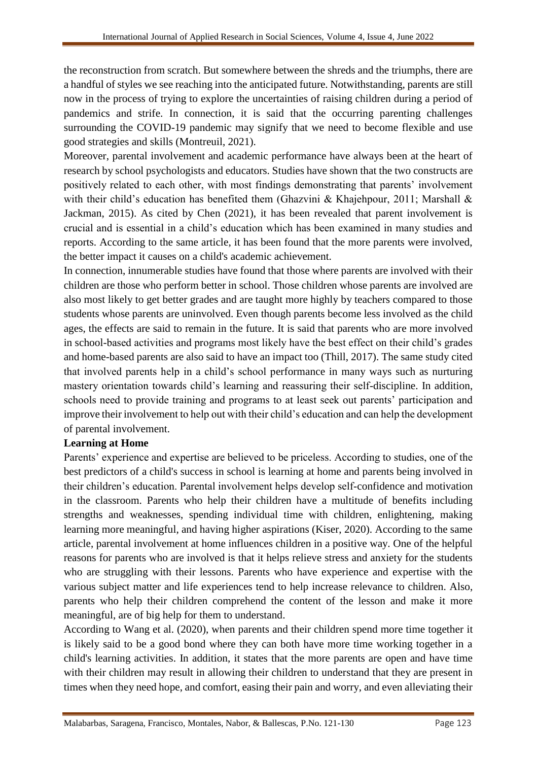the reconstruction from scratch. But somewhere between the shreds and the triumphs, there are a handful of styles we see reaching into the anticipated future. Notwithstanding, parents are still now in the process of trying to explore the uncertainties of raising children during a period of pandemics and strife. In connection, it is said that the occurring parenting challenges surrounding the COVID-19 pandemic may signify that we need to become flexible and use good strategies and skills (Montreuil, 2021).

Moreover, parental involvement and academic performance have always been at the heart of research by school psychologists and educators. Studies have shown that the two constructs are positively related to each other, with most findings demonstrating that parents' involvement with their child's education has benefited them (Ghazvini & Khajehpour, 2011; Marshall & Jackman, 2015). As cited by Chen (2021), it has been revealed that parent involvement is crucial and is essential in a child's education which has been examined in many studies and reports. According to the same article, it has been found that the more parents were involved, the better impact it causes on a child's academic achievement.

In connection, innumerable studies have found that those where parents are involved with their children are those who perform better in school. Those children whose parents are involved are also most likely to get better grades and are taught more highly by teachers compared to those students whose parents are uninvolved. Even though parents become less involved as the child ages, the effects are said to remain in the future. It is said that parents who are more involved in school-based activities and programs most likely have the best effect on their child's grades and home-based parents are also said to have an impact too (Thill, 2017). The same study cited that involved parents help in a child's school performance in many ways such as nurturing mastery orientation towards child's learning and reassuring their self-discipline. In addition, schools need to provide training and programs to at least seek out parents' participation and improve their involvement to help out with their child's education and can help the development of parental involvement.

**Learning at Home**

Parents' experience and expertise are believed to be priceless. According to studies, one of the best predictors of a child's success in school is learning at home and parents being involved in their children's education. Parental involvement helps develop self-confidence and motivation in the classroom. Parents who help their children have a multitude of benefits including strengths and weaknesses, spending individual time with children, enlightening, making learning more meaningful, and having higher aspirations (Kiser, 2020). According to the same article, parental involvement at home influences children in a positive way. One of the helpful reasons for parents who are involved is that it helps relieve stress and anxiety for the students who are struggling with their lessons. Parents who have experience and expertise with the various subject matter and life experiences tend to help increase relevance to children. Also, parents who help their children comprehend the content of the lesson and make it more meaningful, are of big help for them to understand.

According to Wang et al. (2020), when parents and their children spend more time together it is likely said to be a good bond where they can both have more time working together in a child's learning activities. In addition, it states that the more parents are open and have time with their children may result in allowing their children to understand that they are present in times when they need hope, and comfort, easing their pain and worry, and even alleviating their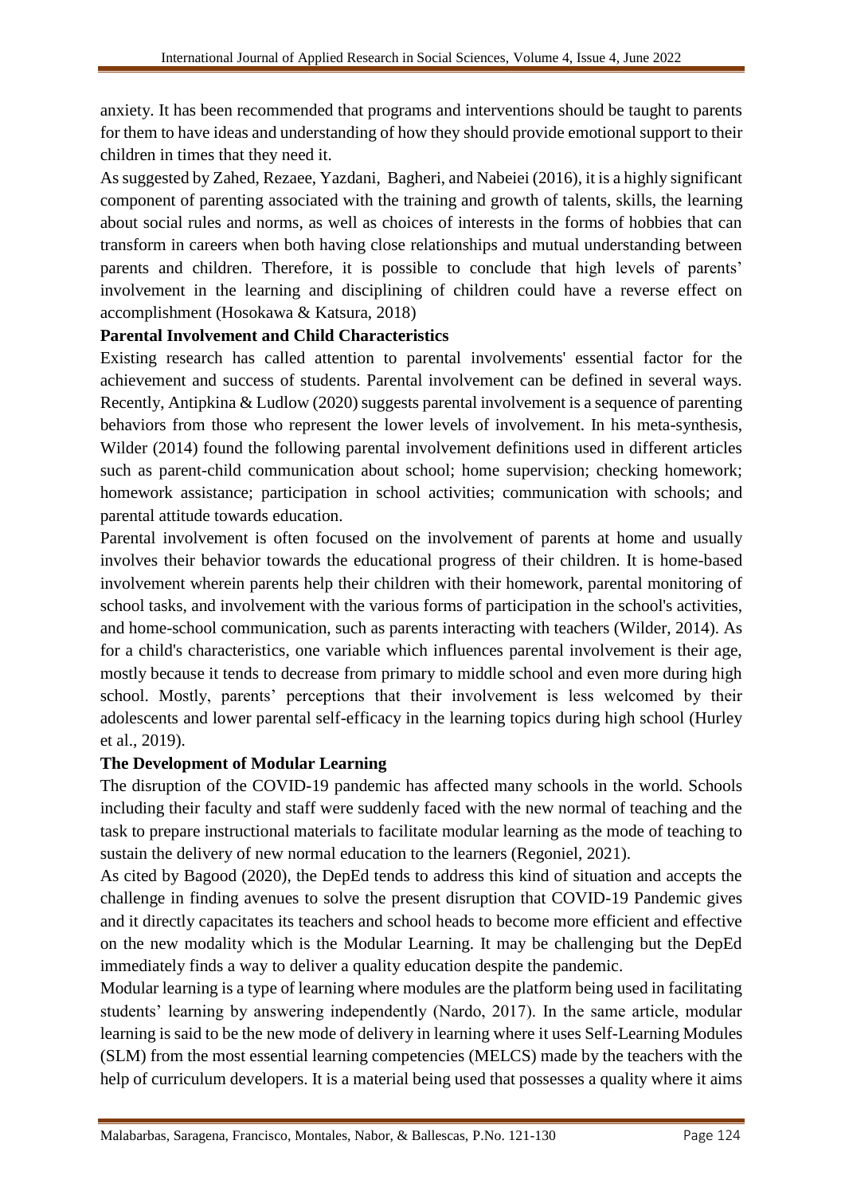anxiety. It has been recommended that programs and interventions should be taught to parents for them to have ideas and understanding of how they should provide emotional support to their children in times that they need it.

As suggested by Zahed, Rezaee, Yazdani, Bagheri, and Nabeiei (2016), it is a highly significant component of parenting associated with the training and growth of talents, skills, the learning about social rules and norms, as well as choices of interests in the forms of hobbies that can transform in careers when both having close relationships and mutual understanding between parents and children. Therefore, it is possible to conclude that high levels of parents' involvement in the learning and disciplining of children could have a reverse effect on accomplishment (Hosokawa & Katsura, 2018)

**Parental Involvement and Child Characteristics**

Existing research has called attention to parental involvements' essential factor for the achievement and success of students. Parental involvement can be defined in several ways. Recently, Antipkina & Ludlow (2020) suggests parental involvement is a sequence of parenting behaviors from those who represent the lower levels of involvement. In his meta-synthesis, Wilder (2014) found the following parental involvement definitions used in different articles such as parent-child communication about school; home supervision; checking homework; homework assistance; participation in school activities; communication with schools; and parental attitude towards education.

Parental involvement is often focused on the involvement of parents at home and usually involves their behavior towards the educational progress of their children. It is home-based involvement wherein parents help their children with their homework, parental monitoring of school tasks, and involvement with the various forms of participation in the school's activities, and home-school communication, such as parents interacting with teachers (Wilder, 2014). As for a child's characteristics, one variable which influences parental involvement is their age, mostly because it tends to decrease from primary to middle school and even more during high school. Mostly, parents' perceptions that their involvement is less welcomed by their adolescents and lower parental self-efficacy in the learning topics during high school (Hurley et al., 2019).

**The Development of Modular Learning**

The disruption of the COVID-19 pandemic has affected many schools in the world. Schools including their faculty and staff were suddenly faced with the new normal of teaching and the task to prepare instructional materials to facilitate modular learning as the mode of teaching to sustain the delivery of new normal education to the learners (Regoniel, 2021).

As cited by Bagood (2020), the DepEd tends to address this kind of situation and accepts the challenge in finding avenues to solve the present disruption that COVID-19 Pandemic gives and it directly capacitates its teachers and school heads to become more efficient and effective on the new modality which is the Modular Learning. It may be challenging but the DepEd immediately finds a way to deliver a quality education despite the pandemic.

Modular learning is a type of learning where modules are the platform being used in facilitating students' learning by answering independently (Nardo, 2017). In the same article, modular learning is said to be the new mode of delivery in learning where it uses Self-Learning Modules (SLM) from the most essential learning competencies (MELCS) made by the teachers with the help of curriculum developers. It is a material being used that possesses a quality where it aims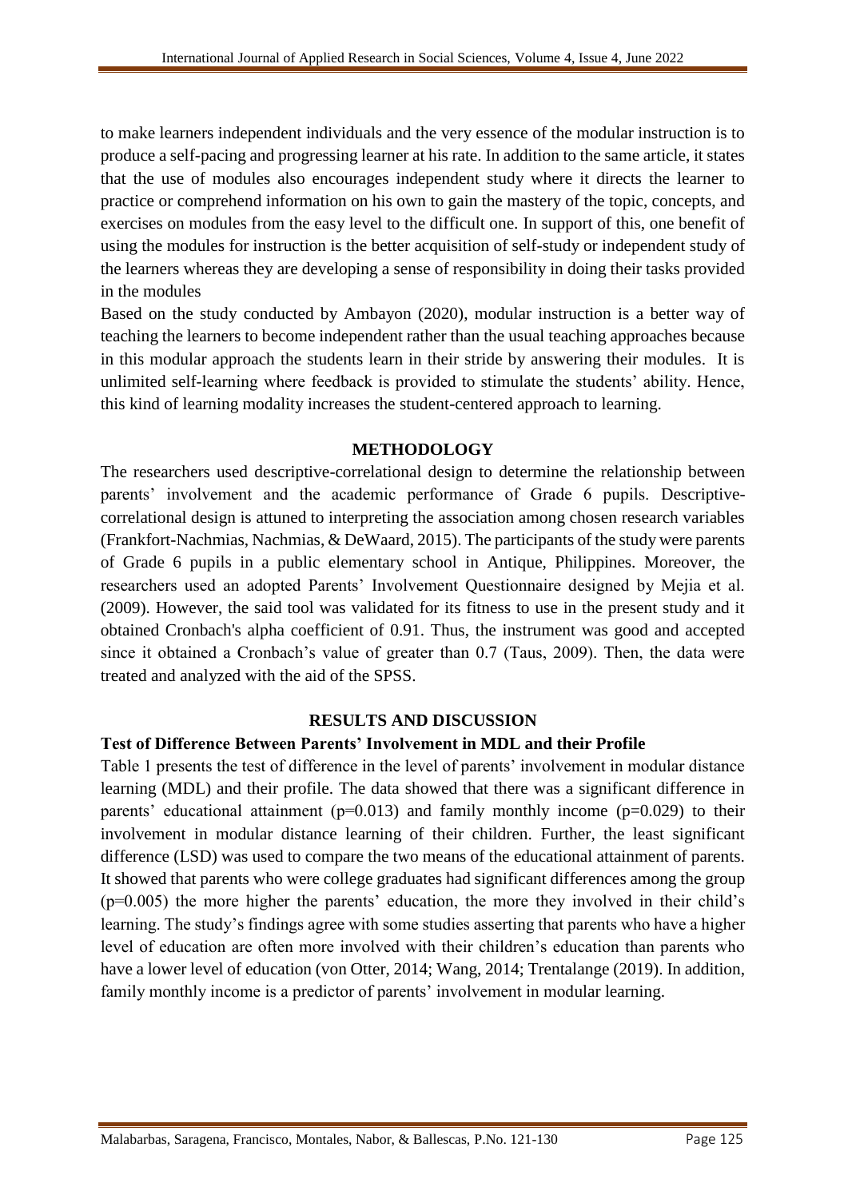to make learners independent individuals and the very essence of the modular instruction is to produce a self-pacing and progressing learner at his rate. In addition to the same article, it states that the use of modules also encourages independent study where it directs the learner to practice or comprehend information on his own to gain the mastery of the topic, concepts, and exercises on modules from the easy level to the difficult one. In support of this, one benefit of using the modules for instruction is the better acquisition of self-study or independent study of the learners whereas they are developing a sense of responsibility in doing their tasks provided in the modules

Based on the study conducted by Ambayon (2020), modular instruction is a better way of teaching the learners to become independent rather than the usual teaching approaches because in this modular approach the students learn in their stride by answering their modules. It is unlimited self-learning where feedback is provided to stimulate the students' ability. Hence, this kind of learning modality increases the student-centered approach to learning.

## METHODOLOGY

The researchers used descriptive-correlational design to determine the relationship between parents' involvement and the academic performance of Grade 6 pupils. Descriptive-correlational design is attuned to interpreting the association among chosen research variables (Frankfort-Nachmias, Nachmias, & DeWaard, 2015). The participants of the study were parents of Grade 6 pupils in a public elementary school in Antique, Philippines. Moreover, the researchers used an adopted Parents' Involvement Questionnaire designed by Mejia et al. (2009). However, the said tool was validated for its fitness to use in the present study and it obtained Cronbach's alpha coefficient of 0.91. Thus, the instrument was good and accepted since it obtained a Cronbach's value of greater than 0.7 (Taus, 2009). Then, the data were treated and analyzed with the aid of the SPSS.

## RESULTS AND DISCUSSION

### Test of Difference Between Parents' Involvement in MDL and their Profile

Table 1 presents the test of difference in the level of parents' involvement in modular distance learning (MDL) and their profile. The data showed that there was a significant difference in parents' educational attainment ($p=0.013$) and family monthly income ($p=0.029$) to their involvement in modular distance learning of their children. Further, the least significant difference (LSD) was used to compare the two means of the educational attainment of parents. It showed that parents who were college graduates had significant differences among the group ($p=0.005$) the more higher the parents' education, the more they involved in their child's learning. The study's findings agree with some studies asserting that parents who have a higher level of education are often more involved with their children's education than parents who have a lower level of education (von Otter, 2014; Wang, 2014; Trentalange (2019). In addition, family monthly income is a predictor of parents' involvement in modular learning.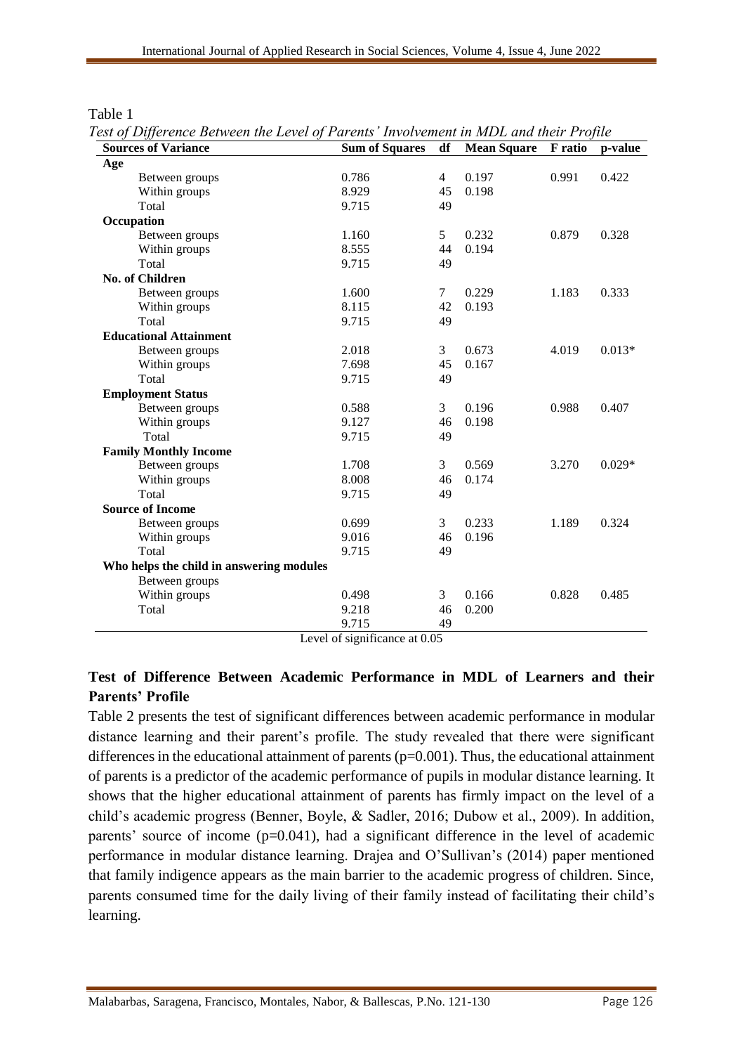Table 1

*Test of Difference Between the Level of Parents' Involvement in MDL and their Profile*

| Sources of Variance | Sum of Squares | df | Mean Square | F ratio | p-value |
|---|---|---|---|---|---|
| **Age** | | | | | |
| Between groups | 0.786 | 4 | 0.197 | 0.991 | 0.422 |
| Within groups | 8.929 | 45 | 0.198 | | |
| Total | 9.715 | 49 | | | |
| **Occupation** | | | | | |
| Between groups | 1.160 | 5 | 0.232 | 0.879 | 0.328 |
| Within groups | 8.555 | 44 | 0.194 | | |
| Total | 9.715 | 49 | | | |
| **No. of Children** | | | | | |
| Between groups | 1.600 | 7 | 0.229 | 1.183 | 0.333 |
| Within groups | 8.115 | 42 | 0.193 | | |
| Total | 9.715 | 49 | | | |
| **Educational Attainment** | | | | | |
| Between groups | 2.018 | 3 | 0.673 | 4.019 | 0.013* |
| Within groups | 7.698 | 45 | 0.167 | | |
| Total | 9.715 | 49 | | | |
| **Employment Status** | | | | | |
| Between groups | 0.588 | 3 | 0.196 | 0.988 | 0.407 |
| Within groups | 9.127 | 46 | 0.198 | | |
| Total | 9.715 | 49 | | | |
| **Family Monthly Income** | | | | | |
| Between groups | 1.708 | 3 | 0.569 | 3.270 | 0.029* |
| Within groups | 8.008 | 46 | 0.174 | | |
| Total | 9.715 | 49 | | | |
| **Source of Income** | | | | | |
| Between groups | 0.699 | 3 | 0.233 | 1.189 | 0.324 |
| Within groups | 9.016 | 46 | 0.196 | | |
| Total | 9.715 | 49 | | | |
| **Who helps the child in answering modules** | | | | | |
| Between groups | | | | | |
| Within groups | 0.498 | 3 | 0.166 | 0.828 | 0.485 |
| Total | 9.218 | 46 | 0.200 | | |
| | 9.715 | 49 | | | |

Level of significance at 0.05

## Test of Difference Between Academic Performance in MDL of Learners and their Parents' Profile

Table 2 presents the test of significant differences between academic performance in modular distance learning and their parent's profile. The study revealed that there were significant differences in the educational attainment of parents (p=0.001). Thus, the educational attainment of parents is a predictor of the academic performance of pupils in modular distance learning. It shows that the higher educational attainment of parents has firmly impact on the level of a child's academic progress (Benner, Boyle, & Sadler, 2016; Dubow et al., 2009). In addition, parents' source of income (p=0.041), had a significant difference in the level of academic performance in modular distance learning. Drajea and O'Sullivan's (2014) paper mentioned that family indigence appears as the main barrier to the academic progress of children. Since, parents consumed time for the daily living of their family instead of facilitating their child's learning.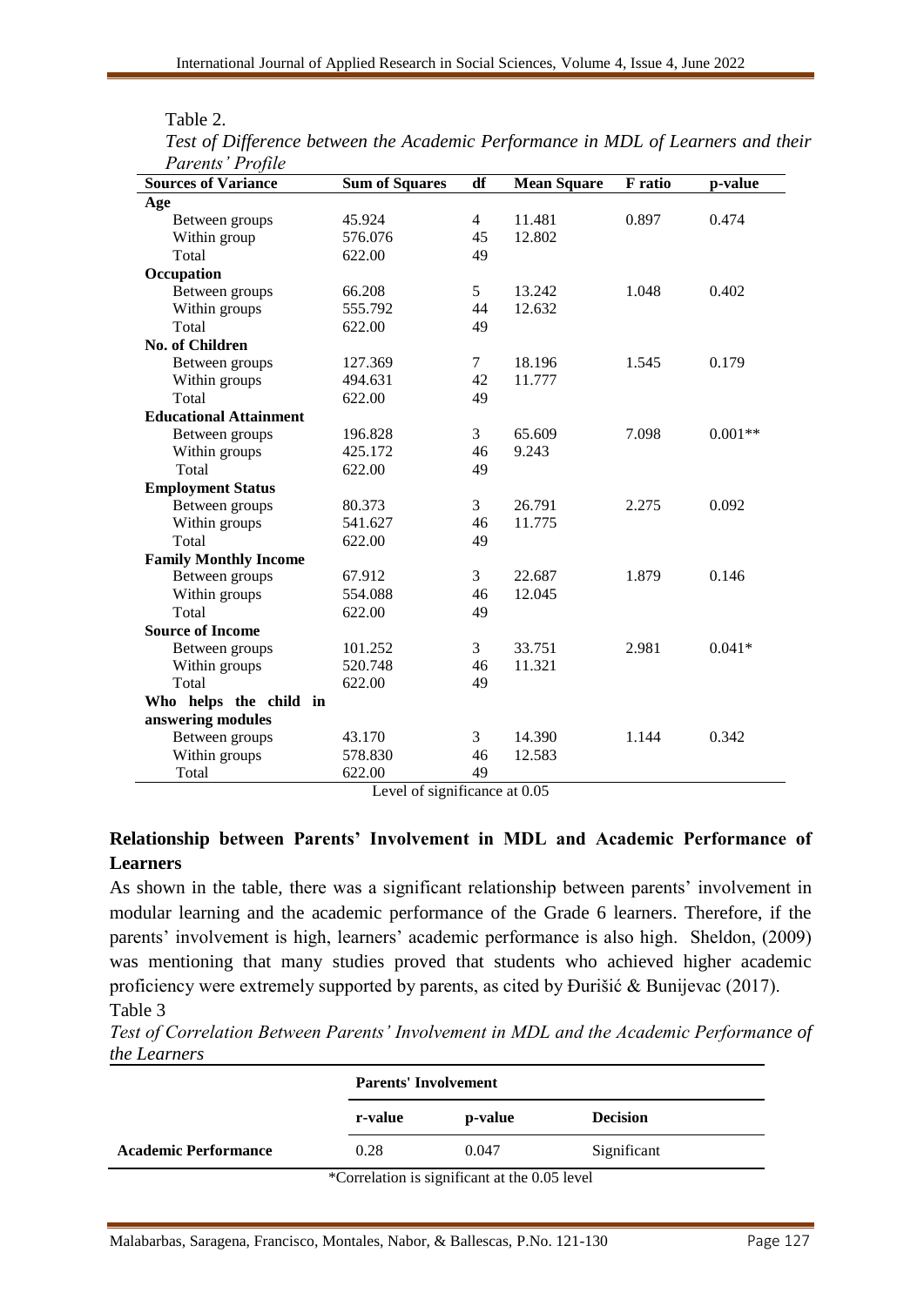Table 2.

*Test of Difference between the Academic Performance in MDL of Learners and their Parents' Profile*

| Sources of Variance | Sum of Squares | df | Mean Square | F ratio | p-value |
|---|---|---|---|---|---|
| **Age** | | | | | |
| Between groups | 45.924 | 4 | 11.481 | 0.897 | 0.474 |
| Within group | 576.076 | 45 | 12.802 | | |
| Total | 622.00 | 49 | | | |
| **Occupation** | | | | | |
| Between groups | 66.208 | 5 | 13.242 | 1.048 | 0.402 |
| Within groups | 555.792 | 44 | 12.632 | | |
| Total | 622.00 | 49 | | | |
| **No. of Children** | | | | | |
| Between groups | 127.369 | 7 | 18.196 | 1.545 | 0.179 |
| Within groups | 494.631 | 42 | 11.777 | | |
| Total | 622.00 | 49 | | | |
| **Educational Attainment** | | | | | |
| Between groups | 196.828 | 3 | 65.609 | 7.098 | 0.001** |
| Within groups | 425.172 | 46 | 9.243 | | |
| Total | 622.00 | 49 | | | |
| **Employment Status** | | | | | |
| Between groups | 80.373 | 3 | 26.791 | 2.275 | 0.092 |
| Within groups | 541.627 | 46 | 11.775 | | |
| Total | 622.00 | 49 | | | |
| **Family Monthly Income** | | | | | |
| Between groups | 67.912 | 3 | 22.687 | 1.879 | 0.146 |
| Within groups | 554.088 | 46 | 12.045 | | |
| Total | 622.00 | 49 | | | |
| **Source of Income** | | | | | |
| Between groups | 101.252 | 3 | 33.751 | 2.981 | 0.041* |
| Within groups | 520.748 | 46 | 11.321 | | |
| Total | 622.00 | 49 | | | |
| **Who helps the child in answering modules** | | | | | |
| Between groups | 43.170 | 3 | 14.390 | 1.144 | 0.342 |
| Within groups | 578.830 | 46 | 12.583 | | |
| Total | 622.00 | 49 | | | |

Level of significance at 0.05

## Relationship between Parents' Involvement in MDL and Academic Performance of Learners

As shown in the table, there was a significant relationship between parents' involvement in modular learning and the academic performance of the Grade 6 learners. Therefore, if the parents' involvement is high, learners' academic performance is also high. Sheldon, (2009) was mentioning that many studies proved that students who achieved higher academic proficiency were extremely supported by parents, as cited by Đurišić & Bunijevac (2017).

Table 3

*Test of Correlation Between Parents' Involvement in MDL and the Academic Performance of the Learners*

| | Parents' Involvement | | |
|---|---|---|---|
| | r-value | p-value | Decision |
| **Academic Performance** | 0.28 | 0.047 | Significant |

*Correlation is significant at the 0.05 level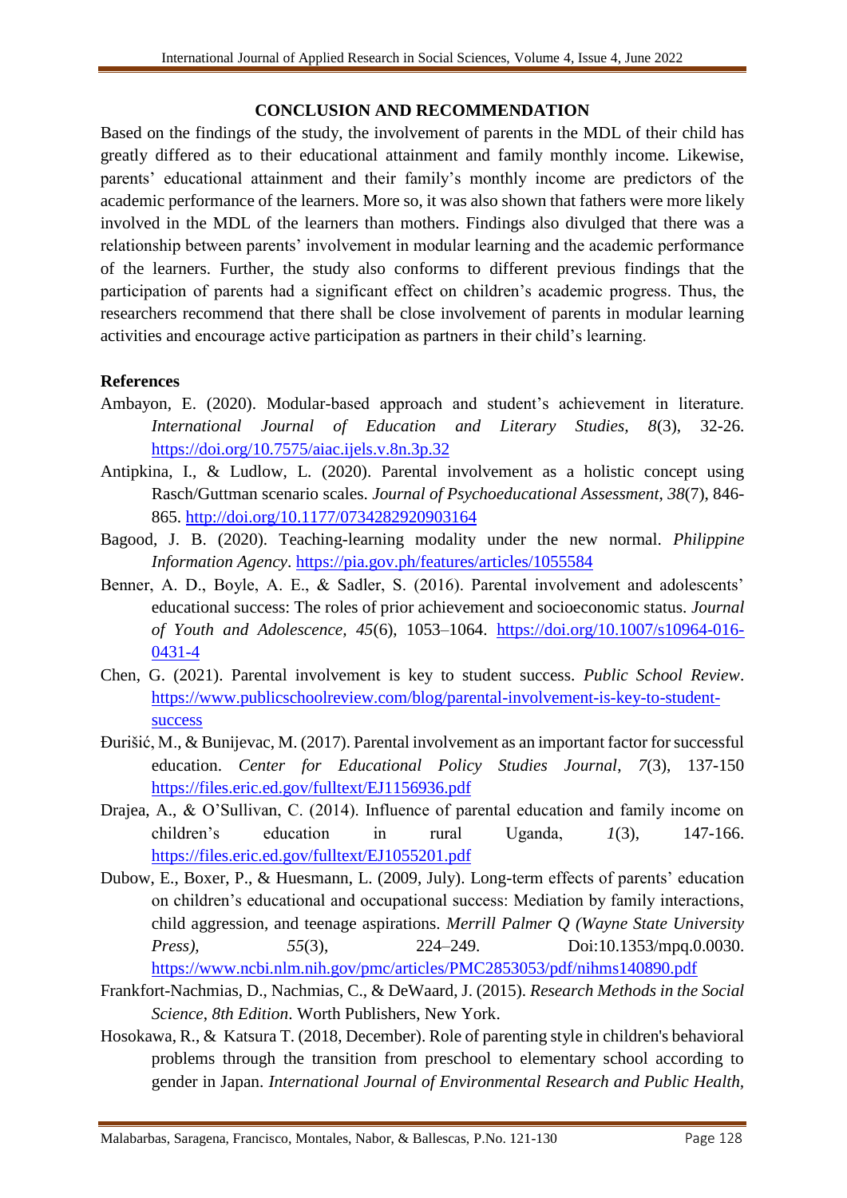## CONCLUSION AND RECOMMENDATION

Based on the findings of the study, the involvement of parents in the MDL of their child has greatly differed as to their educational attainment and family monthly income. Likewise, parents' educational attainment and their family's monthly income are predictors of the academic performance of the learners. More so, it was also shown that fathers were more likely involved in the MDL of the learners than mothers. Findings also divulged that there was a relationship between parents' involvement in modular learning and the academic performance of the learners. Further, the study also conforms to different previous findings that the participation of parents had a significant effect on children's academic progress. Thus, the researchers recommend that there shall be close involvement of parents in modular learning activities and encourage active participation as partners in their child's learning.

## References

Ambayon, E. (2020). Modular-based approach and student's achievement in literature. *International Journal of Education and Literary Studies, 8*(3), 32-26. https://doi.org/10.7575/aiac.ijels.v.8n.3p.32

Antipkina, I., & Ludlow, L. (2020). Parental involvement as a holistic concept using Rasch/Guttman scenario scales. *Journal of Psychoeducational Assessment*, *38*(7), 846-865. http://doi.org/10.1177/0734282920903164

Bagood, J. B. (2020). Teaching-learning modality under the new normal. *Philippine Information Agency*. https://pia.gov.ph/features/articles/1055584

Benner, A. D., Boyle, A. E., & Sadler, S. (2016). Parental involvement and adolescents' educational success: The roles of prior achievement and socioeconomic status. *Journal of Youth and Adolescence*, *45*(6), 1053–1064. https://doi.org/10.1007/s10964-016-0431-4

Chen, G. (2021). Parental involvement is key to student success. *Public School Review*. https://www.publicschoolreview.com/blog/parental-involvement-is-key-to-student-success

Đurišić, M., & Bunijevac, M. (2017). Parental involvement as an important factor for successful education. *Center for Educational Policy Studies Journal*, *7*(3), 137-150 https://files.eric.ed.gov/fulltext/EJ1156936.pdf

Drajea, A., & O'Sullivan, C. (2014). Influence of parental education and family income on children's education in rural Uganda, *1*(3), 147-166. https://files.eric.ed.gov/fulltext/EJ1055201.pdf

Dubow, E., Boxer, P., & Huesmann, L. (2009, July). Long-term effects of parents' education on children's educational and occupational success: Mediation by family interactions, child aggression, and teenage aspirations. *Merrill Palmer Q (Wayne State University Press)*, *55*(3), 224–249. Doi:10.1353/mpq.0.0030. https://www.ncbi.nlm.nih.gov/pmc/articles/PMC2853053/pdf/nihms140890.pdf

Frankfort-Nachmias, D., Nachmias, C., & DeWaard, J. (2015). *Research Methods in the Social Science*, *8th Edition*. Worth Publishers, New York.

Hosokawa, R., & Katsura T. (2018, December). Role of parenting style in children's behavioral problems through the transition from preschool to elementary school according to gender in Japan. *International Journal of Environmental Research and Public Health*,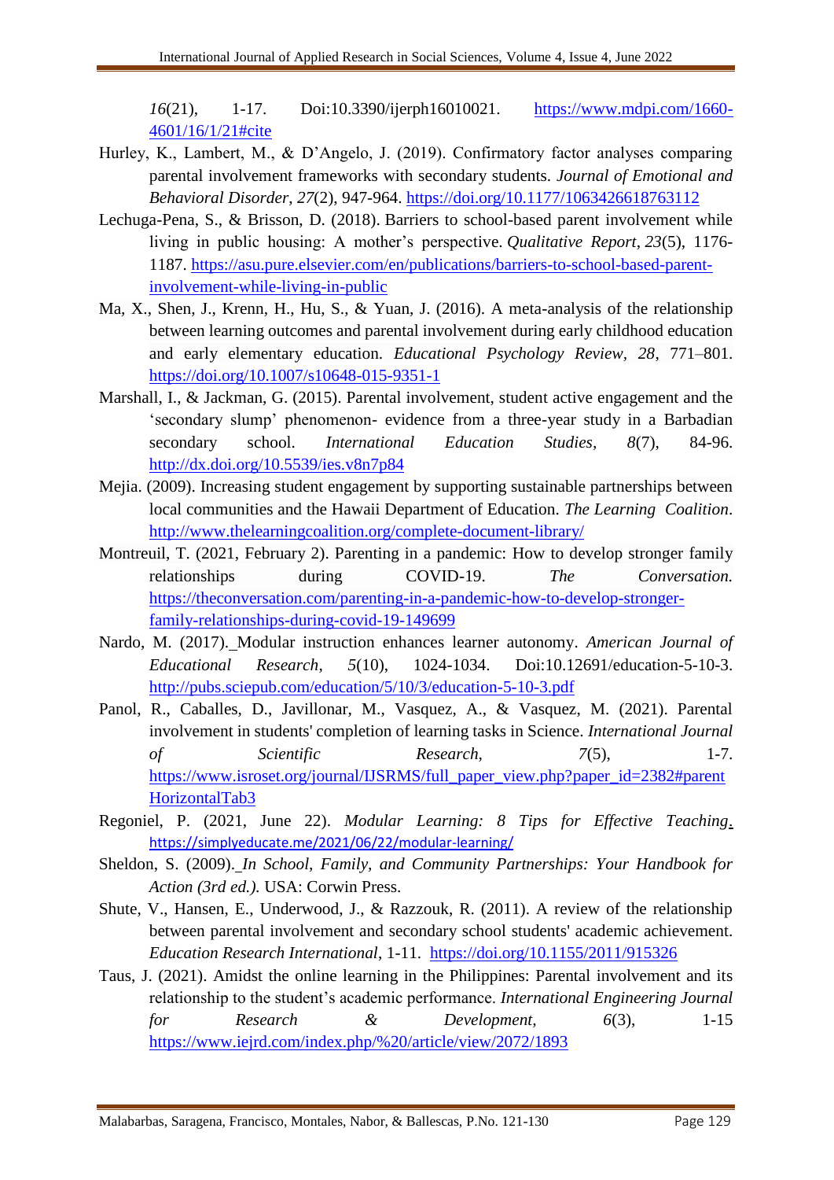*16*(21), 1-17. Doi:10.3390/ijerph16010021. https://www.mdpi.com/1660-4601/16/1/21#cite

Hurley, K., Lambert, M., & D'Angelo, J. (2019). Confirmatory factor analyses comparing parental involvement frameworks with secondary students. *Journal of Emotional and Behavioral Disorder*, *27*(2), 947-964. https://doi.org/10.1177/1063426618763112

Lechuga-Pena, S., & Brisson, D. (2018). Barriers to school-based parent involvement while living in public housing: A mother's perspective. *Qualitative Report*, *23*(5), 1176-1187. https://asu.pure.elsevier.com/en/publications/barriers-to-school-based-parent-involvement-while-living-in-public

Ma, X., Shen, J., Krenn, H., Hu, S., & Yuan, J. (2016). A meta-analysis of the relationship between learning outcomes and parental involvement during early childhood education and early elementary education. *Educational Psychology Review, 28*, 771–801. https://doi.org/10.1007/s10648-015-9351-1

Marshall, I., & Jackman, G. (2015). Parental involvement, student active engagement and the 'secondary slump' phenomenon- evidence from a three-year study in a Barbadian secondary school. *International Education Studies, 8*(7), 84-96. http://dx.doi.org/10.5539/ies.v8n7p84

Mejia. (2009). Increasing student engagement by supporting sustainable partnerships between local communities and the Hawaii Department of Education. *The Learning Coalition*. http://www.thelearningcoalition.org/complete-document-library/

Montreuil, T. (2021, February 2). Parenting in a pandemic: How to develop stronger family relationships during COVID-19. *The Conversation.* https://theconversation.com/parenting-in-a-pandemic-how-to-develop-stronger-family-relationships-during-covid-19-149699

Nardo, M. (2017). Modular instruction enhances learner autonomy. *American Journal of Educational Research, 5*(10), 1024-1034. Doi:10.12691/education-5-10-3. http://pubs.sciepub.com/education/5/10/3/education-5-10-3.pdf

Panol, R., Caballes, D., Javillonar, M., Vasquez, A., & Vasquez, M. (2021). Parental involvement in students' completion of learning tasks in Science. *International Journal of Scientific Research, 7*(5), 1-7. https://www.isroset.org/journal/IJSRMS/full_paper_view.php?paper_id=2382#parentHorizontalTab3

Regoniel, P. (2021, June 22). *Modular Learning: 8 Tips for Effective Teaching*. https://simplyeducate.me/2021/06/22/modular-learning/

Sheldon, S. (2009). *In School, Family, and Community Partnerships: Your Handbook for Action (3rd ed.).* USA: Corwin Press.

Shute, V., Hansen, E., Underwood, J., & Razzouk, R. (2011). A review of the relationship between parental involvement and secondary school students' academic achievement. *Education Research International*, 1-11. https://doi.org/10.1155/2011/915326

Taus, J. (2021). Amidst the online learning in the Philippines: Parental involvement and its relationship to the student's academic performance. *International Engineering Journal for Research & Development, 6*(3), 1-15 https://www.iejrd.com/index.php/%20/article/view/2072/1893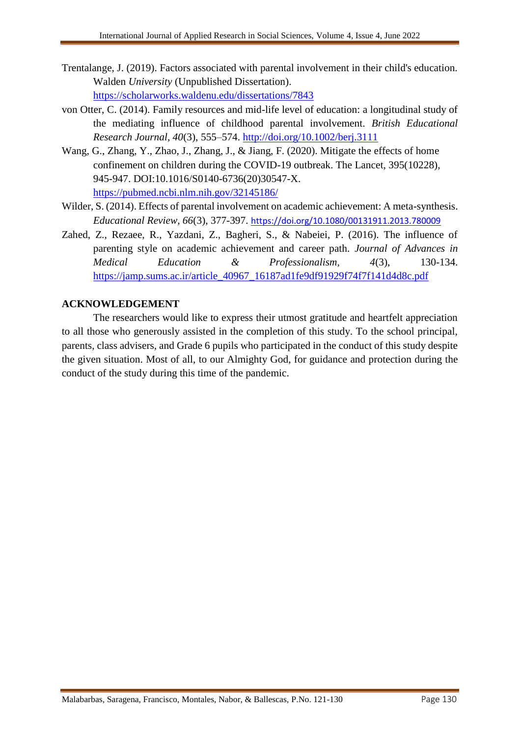Trentalange, J. (2019). Factors associated with parental involvement in their child's education. Walden *University* (Unpublished Dissertation). https://scholarworks.waldenu.edu/dissertations/7843

von Otter, C. (2014). Family resources and mid-life level of education: a longitudinal study of the mediating influence of childhood parental involvement. *British Educational Research Journal, 40*(3), 555–574. http://doi.org/10.1002/berj.3111

Wang, G., Zhang, Y., Zhao, J., Zhang, J., & Jiang, F. (2020). Mitigate the effects of home confinement on children during the COVID-19 outbreak. The Lancet, 395(10228), 945-947. DOI:10.1016/S0140-6736(20)30547-X. https://pubmed.ncbi.nlm.nih.gov/32145186/

Wilder, S. (2014). Effects of parental involvement on academic achievement: A meta-synthesis. *Educational Review, 66*(3), 377-397. https://doi.org/10.1080/00131911.2013.780009

Zahed, Z., Rezaee, R., Yazdani, Z., Bagheri, S., & Nabeiei, P. (2016). The influence of parenting style on academic achievement and career path. *Journal of Advances in Medical Education & Professionalism*, *4*(3), 130-134. https://jamp.sums.ac.ir/article_40967_16187ad1fe9df91929f74f7f141d4d8c.pdf

**ACKNOWLEDGEMENT**

The researchers would like to express their utmost gratitude and heartfelt appreciation to all those who generously assisted in the completion of this study. To the school principal, parents, class advisers, and Grade 6 pupils who participated in the conduct of this study despite the given situation. Most of all, to our Almighty God, for guidance and protection during the conduct of the study during this time of the pandemic.